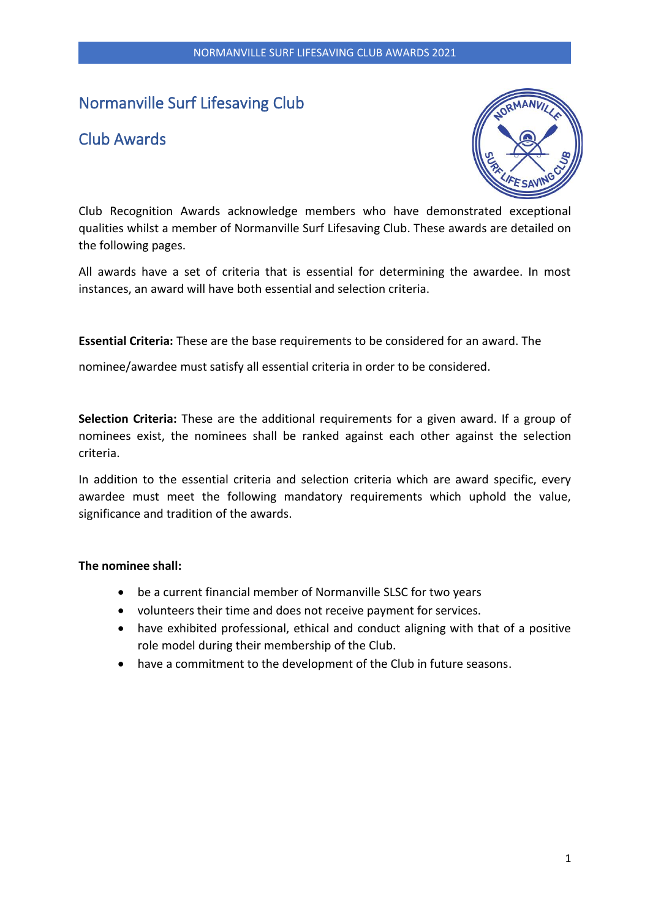# Normanville Surf Lifesaving Club

## Club Awards

Club Recognition Awards acknowledge members who have demonstrated exceptional qualities whilst a member of Normanville Surf Lifesaving Club. These awards are detailed on the following pages.

All awards have a set of criteria that is essential for determining the awardee. In most instances, an award will have both essential and selection criteria.

**Essential Criteria:** These are the base requirements to be considered for an award. The nominee/awardee must satisfy all essential criteria in order to be considered.

**Selection Criteria:** These are the additional requirements for a given award. If a group of nominees exist, the nominees shall be ranked against each other against the selection criteria.

In addition to the essential criteria and selection criteria which are award specific, every awardee must meet the following mandatory requirements which uphold the value, significance and tradition of the awards.

**The nominee shall:**

- be a current financial member of Normanville SLSC for two years
- volunteers their time and does not receive payment for services.
- have exhibited professional, ethical and conduct aligning with that of a positive role model during their membership of the Club.
- have a commitment to the development of the Club in future seasons.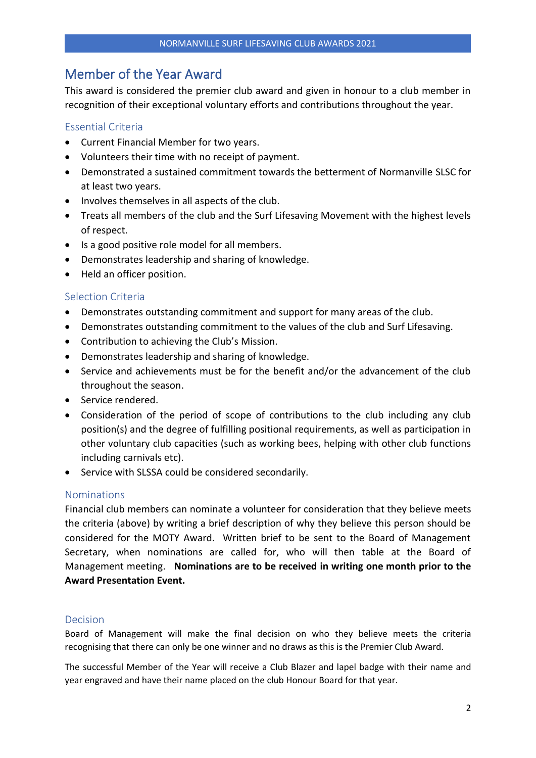## Member of the Year Award

This award is considered the premier club award and given in honour to a club member in recognition of their exceptional voluntary efforts and contributions throughout the year.

### Essential Criteria

- Current Financial Member for two years.
- Volunteers their time with no receipt of payment.
- Demonstrated a sustained commitment towards the betterment of Normanville SLSC for at least two years.
- Involves themselves in all aspects of the club.
- Treats all members of the club and the Surf Lifesaving Movement with the highest levels of respect.
- Is a good positive role model for all members.
- Demonstrates leadership and sharing of knowledge.
- Held an officer position.

### Selection Criteria

- Demonstrates outstanding commitment and support for many areas of the club.
- Demonstrates outstanding commitment to the values of the club and Surf Lifesaving.
- Contribution to achieving the Club's Mission.
- Demonstrates leadership and sharing of knowledge.
- Service and achievements must be for the benefit and/or the advancement of the club throughout the season.
- Service rendered.
- Consideration of the period of scope of contributions to the club including any club position(s) and the degree of fulfilling positional requirements, as well as participation in other voluntary club capacities (such as working bees, helping with other club functions including carnivals etc).
- Service with SLSSA could be considered secondarily.

### Nominations

Financial club members can nominate a volunteer for consideration that they believe meets the criteria (above) by writing a brief description of why they believe this person should be considered for the MOTY Award. Written brief to be sent to the Board of Management Secretary, when nominations are called for, who will then table at the Board of Management meeting. **Nominations are to be received in writing one month prior to the Award Presentation Event.**

### Decision

Board of Management will make the final decision on who they believe meets the criteria recognising that there can only be one winner and no draws as this is the Premier Club Award.

The successful Member of the Year will receive a Club Blazer and lapel badge with their name and year engraved and have their name placed on the club Honour Board for that year.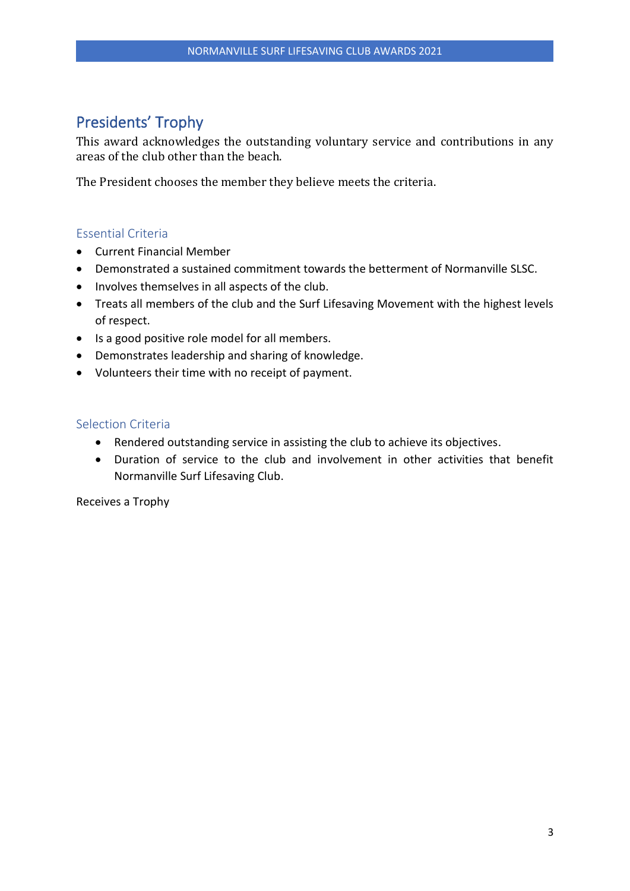## Presidents' Trophy

This award acknowledges the outstanding voluntary service and contributions in any areas of the club other than the beach.

The President chooses the member they believe meets the criteria.

### Essential Criteria

- Current Financial Member
- Demonstrated a sustained commitment towards the betterment of Normanville SLSC.
- Involves themselves in all aspects of the club.
- Treats all members of the club and the Surf Lifesaving Movement with the highest levels of respect.
- Is a good positive role model for all members.
- Demonstrates leadership and sharing of knowledge.
- Volunteers their time with no receipt of payment.

### Selection Criteria

- Rendered outstanding service in assisting the club to achieve its objectives.
- Duration of service to the club and involvement in other activities that benefit Normanville Surf Lifesaving Club.

Receives a Trophy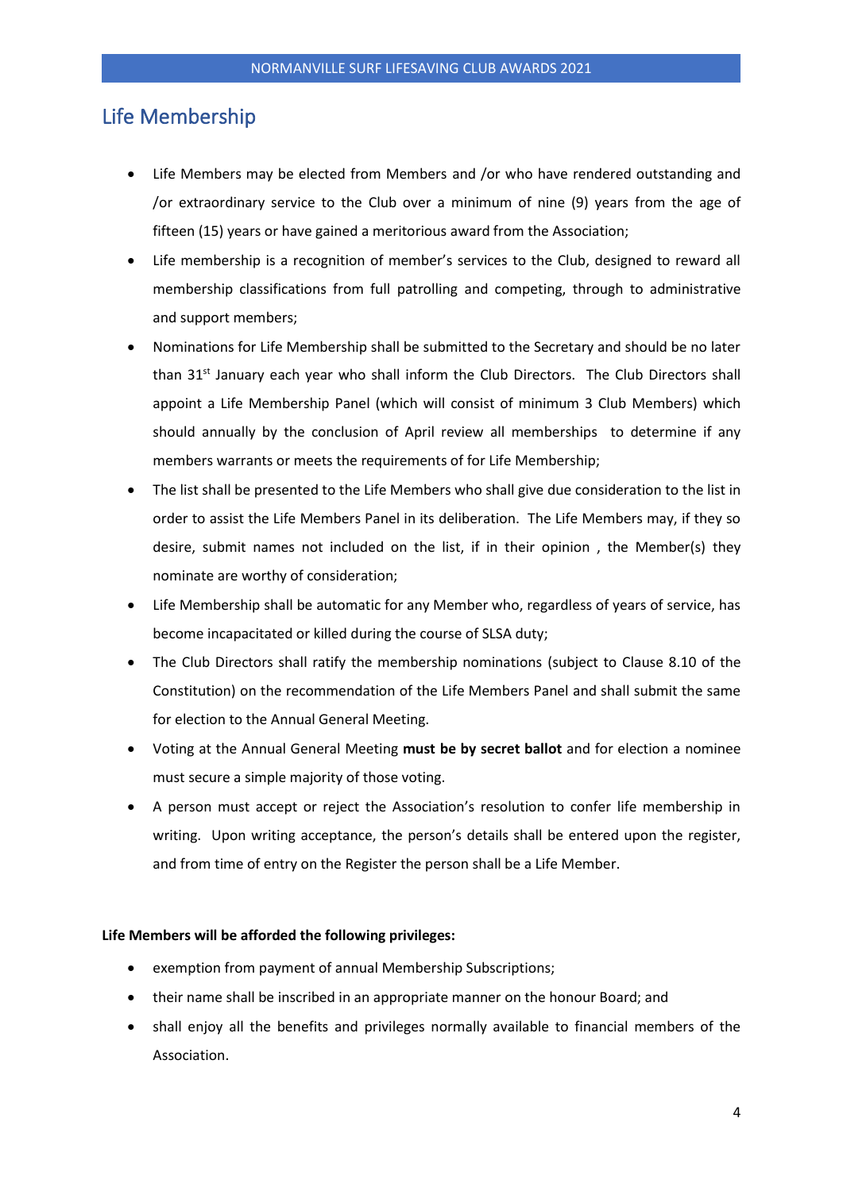## Life Membership

- Life Members may be elected from Members and /or who have rendered outstanding and /or extraordinary service to the Club over a minimum of nine (9) years from the age of fifteen (15) years or have gained a meritorious award from the Association;
- Life membership is a recognition of member's services to the Club, designed to reward all membership classifications from full patrolling and competing, through to administrative and support members;
- Nominations for Life Membership shall be submitted to the Secretary and should be no later than 31st January each year who shall inform the Club Directors. The Club Directors shall appoint a Life Membership Panel (which will consist of minimum 3 Club Members) which should annually by the conclusion of April review all memberships to determine if any members warrants or meets the requirements of for Life Membership;
- The list shall be presented to the Life Members who shall give due consideration to the list in order to assist the Life Members Panel in its deliberation. The Life Members may, if they so desire, submit names not included on the list, if in their opinion , the Member(s) they nominate are worthy of consideration;
- Life Membership shall be automatic for any Member who, regardless of years of service, has become incapacitated or killed during the course of SLSA duty;
- The Club Directors shall ratify the membership nominations (subject to Clause 8.10 of the Constitution) on the recommendation of the Life Members Panel and shall submit the same for election to the Annual General Meeting.
- Voting at the Annual General Meeting **must be by secret ballot** and for election a nominee must secure a simple majority of those voting.
- A person must accept or reject the Association's resolution to confer life membership in writing. Upon writing acceptance, the person's details shall be entered upon the register, and from time of entry on the Register the person shall be a Life Member.

**Life Members will be afforded the following privileges:**

- exemption from payment of annual Membership Subscriptions;
- their name shall be inscribed in an appropriate manner on the honour Board; and
- shall enjoy all the benefits and privileges normally available to financial members of the Association.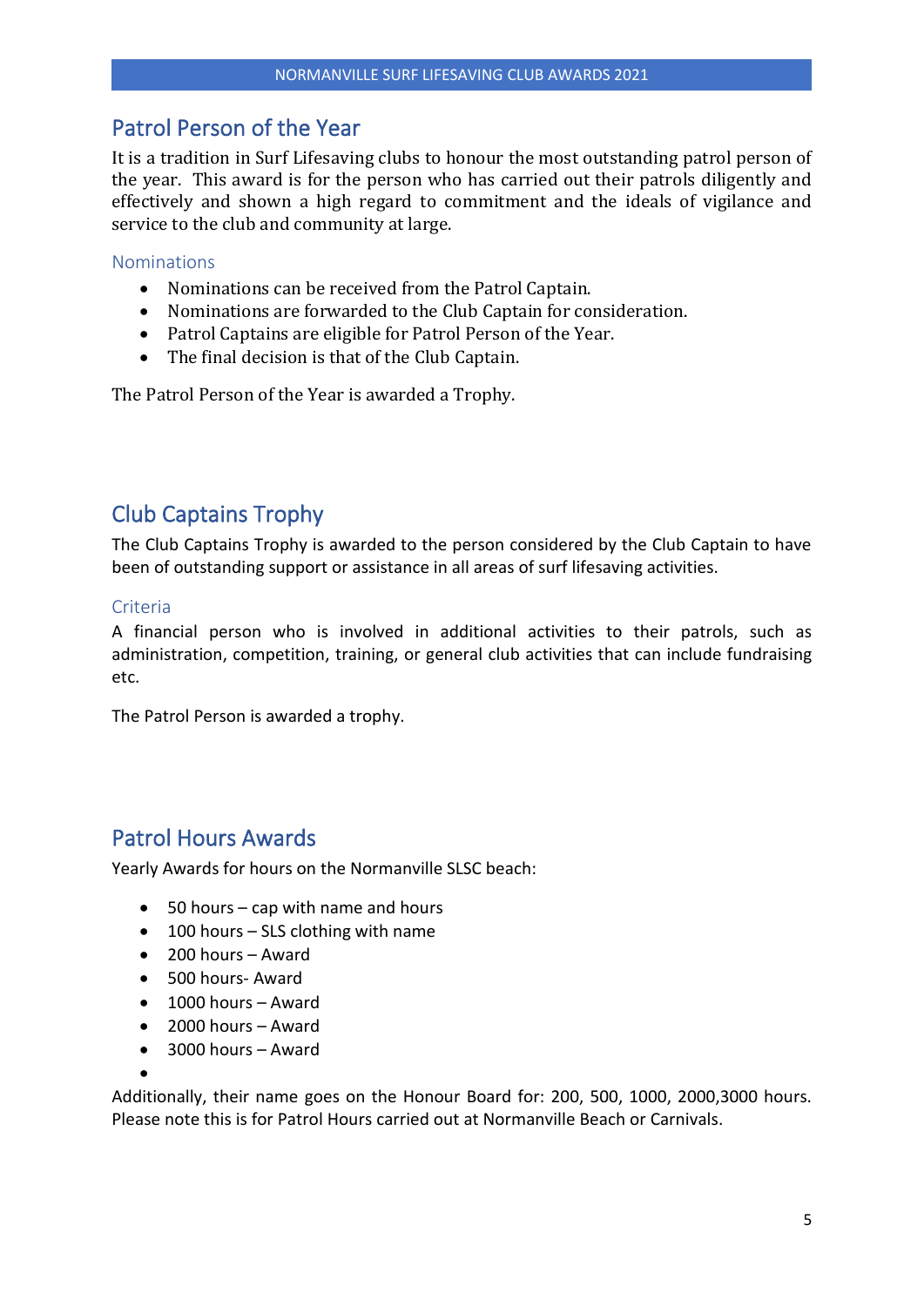## Patrol Person of the Year

It is a tradition in Surf Lifesaving clubs to honour the most outstanding patrol person of the year. This award is for the person who has carried out their patrols diligently and effectively and shown a high regard to commitment and the ideals of vigilance and service to the club and community at large.

### Nominations

- Nominations can be received from the Patrol Captain.
- Nominations are forwarded to the Club Captain for consideration.
- Patrol Captains are eligible for Patrol Person of the Year.
- The final decision is that of the Club Captain.

The Patrol Person of the Year is awarded a Trophy.

## Club Captains Trophy

The Club Captains Trophy is awarded to the person considered by the Club Captain to have been of outstanding support or assistance in all areas of surf lifesaving activities.

### Criteria

A financial person who is involved in additional activities to their patrols, such as administration, competition, training, or general club activities that can include fundraising etc.

The Patrol Person is awarded a trophy.

## Patrol Hours Awards

Yearly Awards for hours on the Normanville SLSC beach:

- 50 hours – cap with name and hours
- 100 hours – SLS clothing with name
- 200 hours – Award
- 500 hours- Award
- 1000 hours – Award
- 2000 hours – Award
- 3000 hours – Award

Additionally, their name goes on the Honour Board for: 200, 500, 1000, 2000,3000 hours. Please note this is for Patrol Hours carried out at Normanville Beach or Carnivals.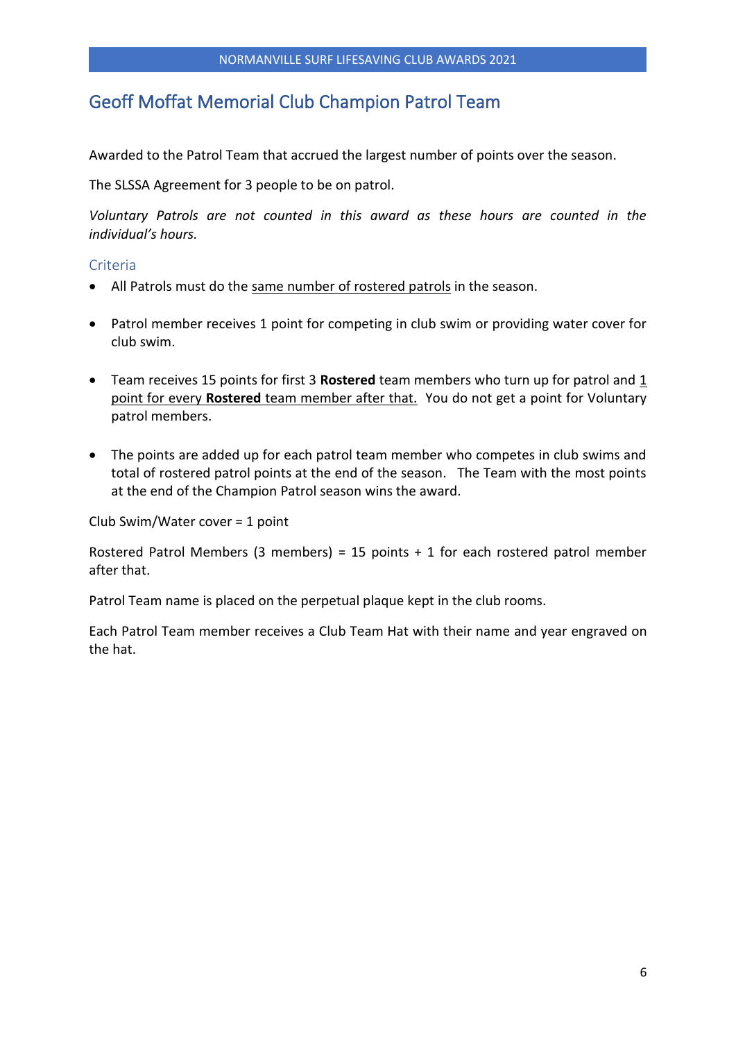## Geoff Moffat Memorial Club Champion Patrol Team

Awarded to the Patrol Team that accrued the largest number of points over the season.

The SLSSA Agreement for 3 people to be on patrol.

*Voluntary Patrols are not counted in this award as these hours are counted in the individual's hours.*

### Criteria

- All Patrols must do the <u>same number of rostered patrols</u> in the season.
- Patrol member receives 1 point for competing in club swim or providing water cover for club swim.
- Team receives 15 points for first 3 **Rostered** team members who turn up for patrol and <u>1 point for every **Rostered** team member after that.</u> You do not get a point for Voluntary patrol members.
- The points are added up for each patrol team member who competes in club swims and total of rostered patrol points at the end of the season. The Team with the most points at the end of the Champion Patrol season wins the award.

Club Swim/Water cover = 1 point

Rostered Patrol Members (3 members) = 15 points + 1 for each rostered patrol member after that.

Patrol Team name is placed on the perpetual plaque kept in the club rooms.

Each Patrol Team member receives a Club Team Hat with their name and year engraved on the hat.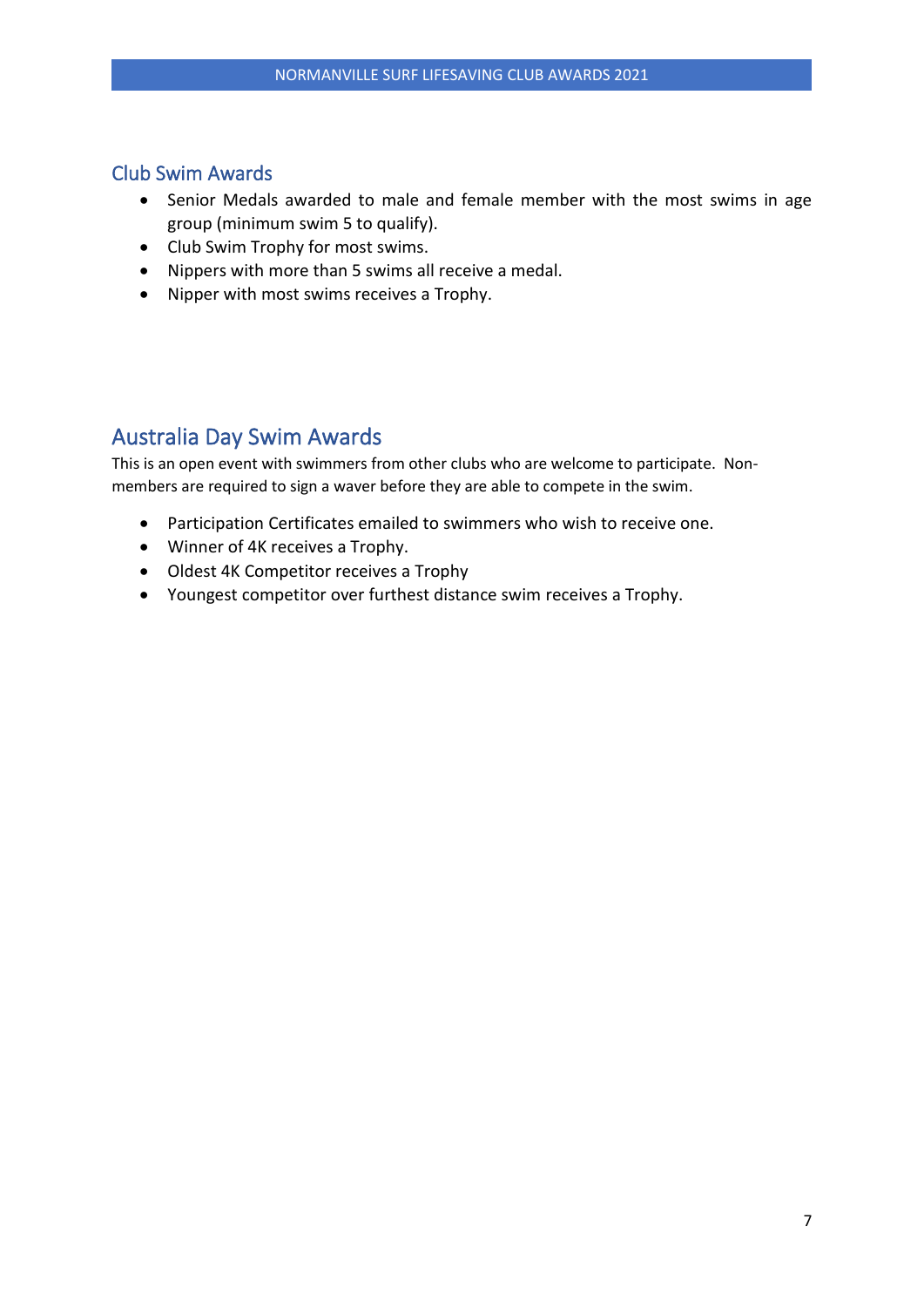## Club Swim Awards

- Senior Medals awarded to male and female member with the most swims in age group (minimum swim 5 to qualify).
- Club Swim Trophy for most swims.
- Nippers with more than 5 swims all receive a medal.
- Nipper with most swims receives a Trophy.

## Australia Day Swim Awards

This is an open event with swimmers from other clubs who are welcome to participate. Non-members are required to sign a waver before they are able to compete in the swim.

- Participation Certificates emailed to swimmers who wish to receive one.
- Winner of 4K receives a Trophy.
- Oldest 4K Competitor receives a Trophy
- Youngest competitor over furthest distance swim receives a Trophy.